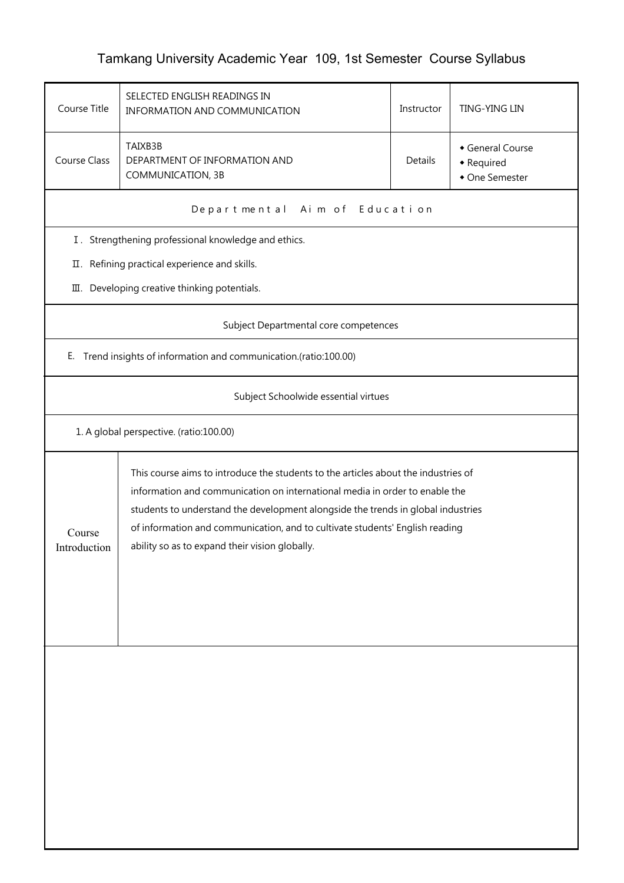# Tamkang University Academic Year 109, 1st Semester Course Syllabus

| Course Title | SELECTED ENGLISH READINGS IN INFORMATION AND COMMUNICATION | Instructor | TING-YING LIN |
|---|---|---|---|
| Course Class | TAIXB3B<br>DEPARTMENT OF INFORMATION AND COMMUNICATION, 3B | Details | ◆ General Course<br>◆ Required<br>◆ One Semester |

## Departmental Aim of Education

Ⅰ. Strengthening professional knowledge and ethics.

Ⅱ. Refining practical experience and skills.

Ⅲ. Developing creative thinking potentials.

## Subject Departmental core competences

E. Trend insights of information and communication.(ratio:100.00)

## Subject Schoolwide essential virtues

1. A global perspective. (ratio:100.00)

## Course Introduction

This course aims to introduce the students to the articles about the industries of information and communication on international media in order to enable the students to understand the development alongside the trends in global industries of information and communication, and to cultivate students' English reading ability so as to expand their vision globally.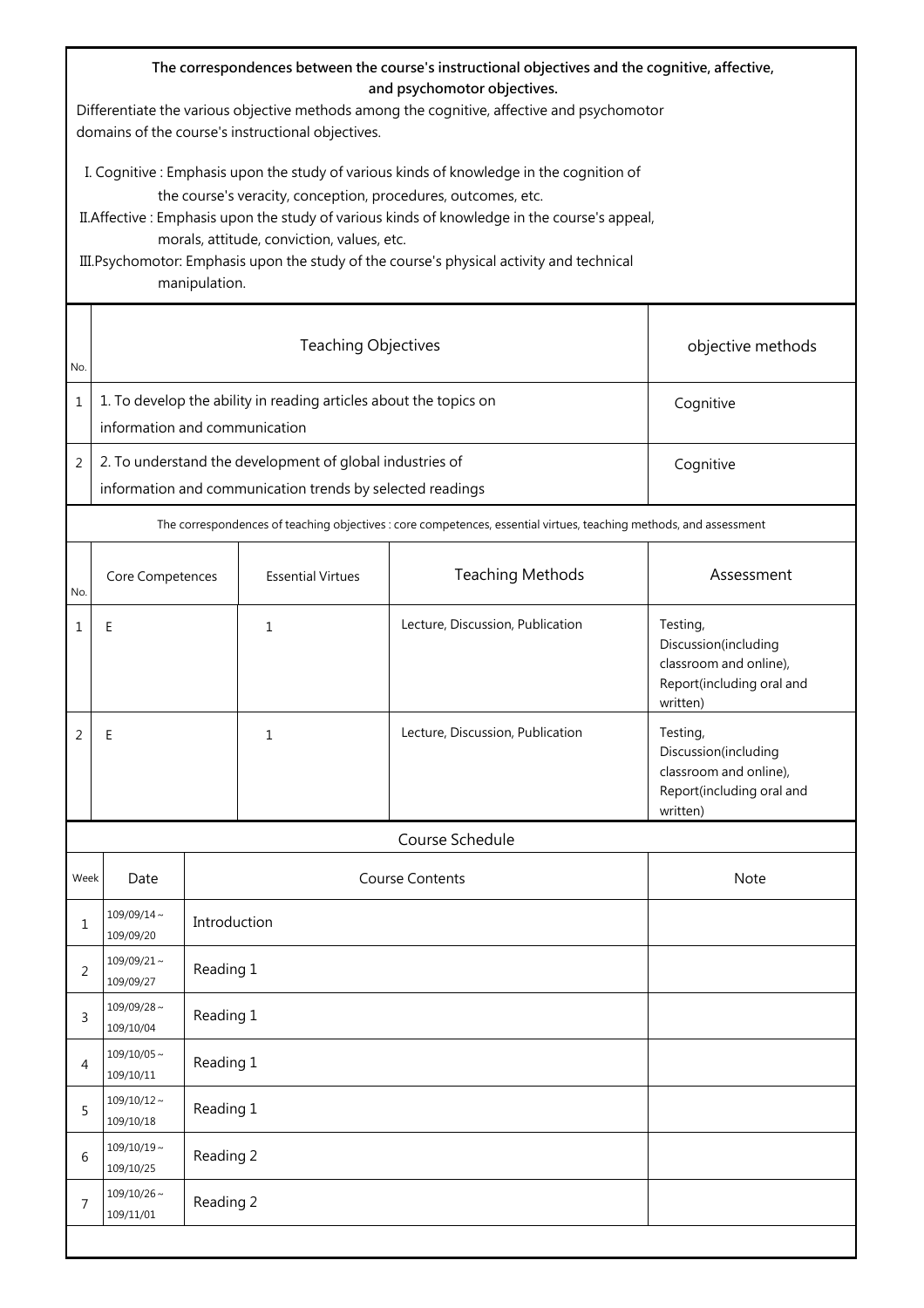**The correspondences between the course's instructional objectives and the cognitive, affective, and psychomotor objectives.**

Differentiate the various objective methods among the cognitive, affective and psychomotor domains of the course's instructional objectives.

I. Cognitive : Emphasis upon the study of various kinds of knowledge in the cognition of the course's veracity, conception, procedures, outcomes, etc.

II.Affective : Emphasis upon the study of various kinds of knowledge in the course's appeal, morals, attitude, conviction, values, etc.

III.Psychomotor: Emphasis upon the study of the course's physical activity and technical manipulation.

| No. | Teaching Objectives | objective methods |
|---|---|---|
| 1 | 1. To develop the ability in reading articles about the topics on information and communication | Cognitive |
| 2 | 2. To understand the development of global industries of information and communication trends by selected readings | Cognitive |

The correspondences of teaching objectives : core competences, essential virtues, teaching methods, and assessment

| No. | Core Competences | Essential Virtues | Teaching Methods | Assessment |
|---|---|---|---|---|
| 1 | E | 1 | Lecture, Discussion, Publication | Testing, Discussion(including classroom and online), Report(including oral and written) |
| 2 | E | 1 | Lecture, Discussion, Publication | Testing, Discussion(including classroom and online), Report(including oral and written) |

Course Schedule

| Week | Date | Course Contents | Note |
|---|---|---|---|
| 1 | 109/09/14～109/09/20 | Introduction | |
| 2 | 109/09/21～109/09/27 | Reading 1 | |
| 3 | 109/09/28～109/10/04 | Reading 1 | |
| 4 | 109/10/05～109/10/11 | Reading 1 | |
| 5 | 109/10/12～109/10/18 | Reading 1 | |
| 6 | 109/10/19～109/10/25 | Reading 2 | |
| 7 | 109/10/26～109/11/01 | Reading 2 | |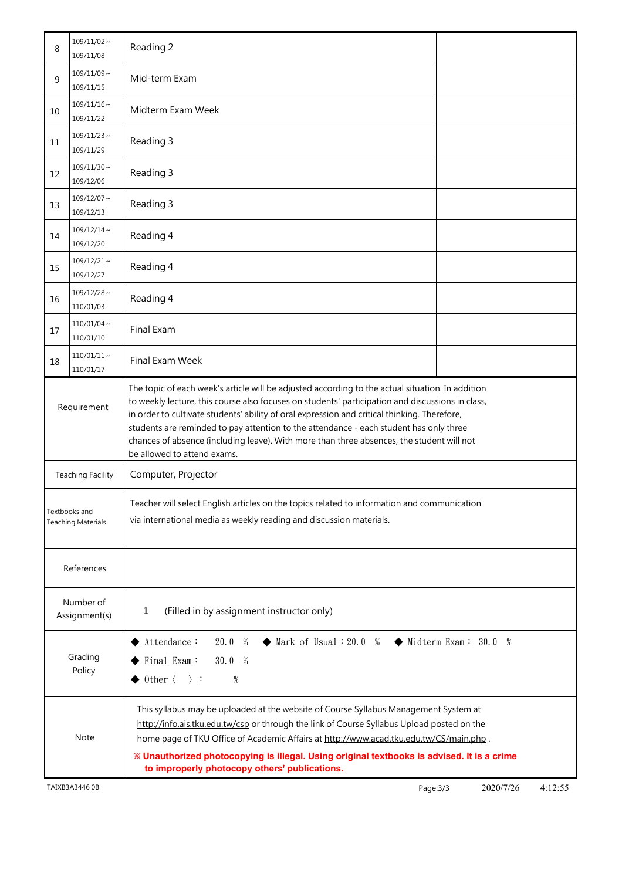| | | | |
|---|---|---|---|
| 8 | 109/11/02～109/11/08 | Reading 2 | |
| 9 | 109/11/09～109/11/15 | Mid-term Exam | |
| 10 | 109/11/16～109/11/22 | Midterm Exam Week | |
| 11 | 109/11/23～109/11/29 | Reading 3 | |
| 12 | 109/11/30～109/12/06 | Reading 3 | |
| 13 | 109/12/07～109/12/13 | Reading 3 | |
| 14 | 109/12/14～109/12/20 | Reading 4 | |
| 15 | 109/12/21～109/12/27 | Reading 4 | |
| 16 | 109/12/28～110/01/03 | Reading 4 | |
| 17 | 110/01/04～110/01/10 | Final Exam | |
| 18 | 110/01/11～110/01/17 | Final Exam Week | |

| | |
|---|---|
| Requirement | The topic of each week's article will be adjusted according to the actual situation. In addition to weekly lecture, this course also focuses on students' participation and discussions in class, in order to cultivate students' ability of oral expression and critical thinking. Therefore, students are reminded to pay attention to the attendance - each student has only three chances of absence (including leave). With more than three absences, the student will not be allowed to attend exams. |
| Teaching Facility | Computer, Projector |
| Textbooks and Teaching Materials | Teacher will select English articles on the topics related to information and communication via international media as weekly reading and discussion materials. |
| References | |
| Number of Assignment(s) | 1 (Filled in by assignment instructor only) |
| Grading Policy | ◆ Attendance： 20.0 % ◆ Mark of Usual：20.0 % ◆ Midterm Exam： 30.0 %<br>◆ Final Exam： 30.0 %<br>◆ Other〈 〉： % |
| Note | This syllabus may be uploaded at the website of Course Syllabus Management System at http://info.ais.tku.edu.tw/csp or through the link of Course Syllabus Upload posted on the home page of TKU Office of Academic Affairs at http://www.acad.tku.edu.tw/CS/main.php .<br>**※ Unauthorized photocopying is illegal. Using original textbooks is advised. It is a crime to improperly photocopy others' publications.** |

TAIXB3A3446 0B 2020/7/26 4:12:55